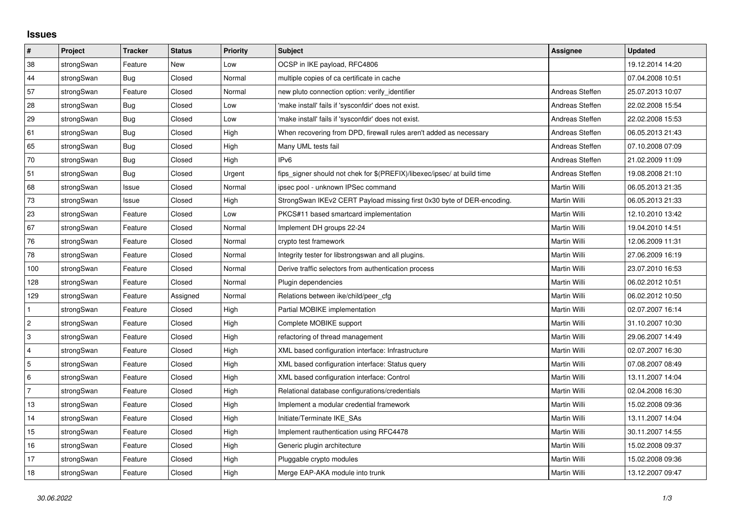## Issues

| # | Project | Tracker | Status | Priority | Subject | Assignee | Updated |
|---|---|---|---|---|---|---|---|
| 38 | strongSwan | Feature | New | Low | OCSP in IKE payload, RFC4806 | | 19.12.2014 14:20 |
| 44 | strongSwan | Bug | Closed | Normal | multiple copies of ca certificate in cache | | 07.04.2008 10:51 |
| 57 | strongSwan | Feature | Closed | Normal | new pluto connection option: verify_identifier | Andreas Steffen | 25.07.2013 10:07 |
| 28 | strongSwan | Bug | Closed | Low | 'make install' fails if 'sysconfdir' does not exist. | Andreas Steffen | 22.02.2008 15:54 |
| 29 | strongSwan | Bug | Closed | Low | 'make install' fails if 'sysconfdir' does not exist. | Andreas Steffen | 22.02.2008 15:53 |
| 61 | strongSwan | Bug | Closed | High | When recovering from DPD, firewall rules aren't added as necessary | Andreas Steffen | 06.05.2013 21:43 |
| 65 | strongSwan | Bug | Closed | High | Many UML tests fail | Andreas Steffen | 07.10.2008 07:09 |
| 70 | strongSwan | Bug | Closed | High | IPv6 | Andreas Steffen | 21.02.2009 11:09 |
| 51 | strongSwan | Bug | Closed | Urgent | fips_signer should not chek for $(PREFIX)/libexec/ipsec/ at build time | Andreas Steffen | 19.08.2008 21:10 |
| 68 | strongSwan | Issue | Closed | Normal | ipsec pool - unknown IPSec command | Martin Willi | 06.05.2013 21:35 |
| 73 | strongSwan | Issue | Closed | High | StrongSwan IKEv2 CERT Payload missing first 0x30 byte of DER-encoding. | Martin Willi | 06.05.2013 21:33 |
| 23 | strongSwan | Feature | Closed | Low | PKCS#11 based smartcard implementation | Martin Willi | 12.10.2010 13:42 |
| 67 | strongSwan | Feature | Closed | Normal | Implement DH groups 22-24 | Martin Willi | 19.04.2010 14:51 |
| 76 | strongSwan | Feature | Closed | Normal | crypto test framework | Martin Willi | 12.06.2009 11:31 |
| 78 | strongSwan | Feature | Closed | Normal | Integrity tester for libstrongswan and all plugins. | Martin Willi | 27.06.2009 16:19 |
| 100 | strongSwan | Feature | Closed | Normal | Derive traffic selectors from authentication process | Martin Willi | 23.07.2010 16:53 |
| 128 | strongSwan | Feature | Closed | Normal | Plugin dependencies | Martin Willi | 06.02.2012 10:51 |
| 129 | strongSwan | Feature | Assigned | Normal | Relations between ike/child/peer_cfg | Martin Willi | 06.02.2012 10:50 |
| 1 | strongSwan | Feature | Closed | High | Partial MOBIKE implementation | Martin Willi | 02.07.2007 16:14 |
| 2 | strongSwan | Feature | Closed | High | Complete MOBIKE support | Martin Willi | 31.10.2007 10:30 |
| 3 | strongSwan | Feature | Closed | High | refactoring of thread management | Martin Willi | 29.06.2007 14:49 |
| 4 | strongSwan | Feature | Closed | High | XML based configuration interface: Infrastructure | Martin Willi | 02.07.2007 16:30 |
| 5 | strongSwan | Feature | Closed | High | XML based configuration interface: Status query | Martin Willi | 07.08.2007 08:49 |
| 6 | strongSwan | Feature | Closed | High | XML based configuration interface: Control | Martin Willi | 13.11.2007 14:04 |
| 7 | strongSwan | Feature | Closed | High | Relational database configurations/credentials | Martin Willi | 02.04.2008 16:30 |
| 13 | strongSwan | Feature | Closed | High | Implement a modular credential framework | Martin Willi | 15.02.2008 09:36 |
| 14 | strongSwan | Feature | Closed | High | Initiate/Terminate IKE_SAs | Martin Willi | 13.11.2007 14:04 |
| 15 | strongSwan | Feature | Closed | High | Implement rauthentication using RFC4478 | Martin Willi | 30.11.2007 14:55 |
| 16 | strongSwan | Feature | Closed | High | Generic plugin architecture | Martin Willi | 15.02.2008 09:37 |
| 17 | strongSwan | Feature | Closed | High | Pluggable crypto modules | Martin Willi | 15.02.2008 09:36 |
| 18 | strongSwan | Feature | Closed | High | Merge EAP-AKA module into trunk | Martin Willi | 13.12.2007 09:47 |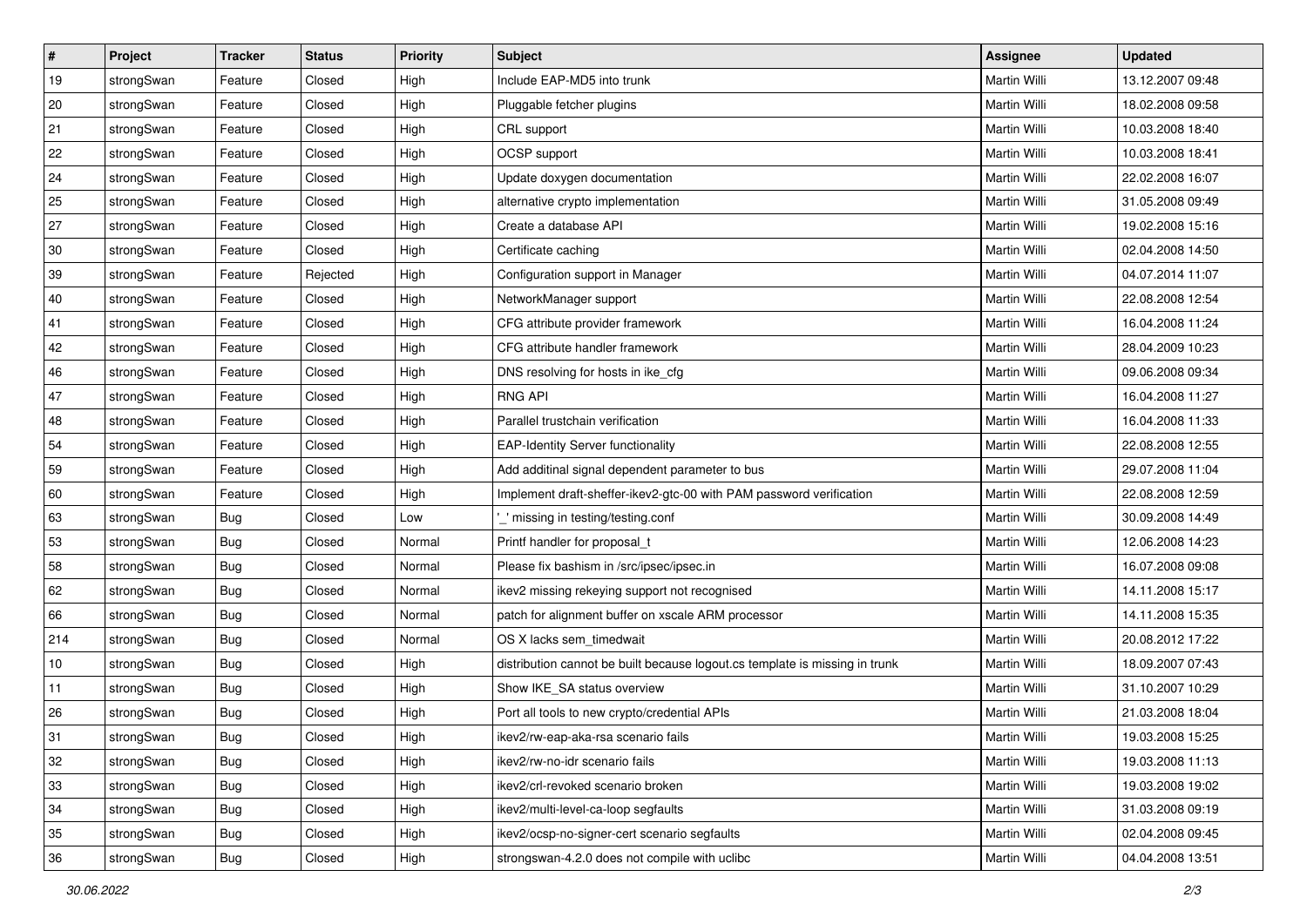| # | Project | Tracker | Status | Priority | Subject | Assignee | Updated |
|---|---|---|---|---|---|---|---|
| 19 | strongSwan | Feature | Closed | High | Include EAP-MD5 into trunk | Martin Willi | 13.12.2007 09:48 |
| 20 | strongSwan | Feature | Closed | High | Pluggable fetcher plugins | Martin Willi | 18.02.2008 09:58 |
| 21 | strongSwan | Feature | Closed | High | CRL support | Martin Willi | 10.03.2008 18:40 |
| 22 | strongSwan | Feature | Closed | High | OCSP support | Martin Willi | 10.03.2008 18:41 |
| 24 | strongSwan | Feature | Closed | High | Update doxygen documentation | Martin Willi | 22.02.2008 16:07 |
| 25 | strongSwan | Feature | Closed | High | alternative crypto implementation | Martin Willi | 31.05.2008 09:49 |
| 27 | strongSwan | Feature | Closed | High | Create a database API | Martin Willi | 19.02.2008 15:16 |
| 30 | strongSwan | Feature | Closed | High | Certificate caching | Martin Willi | 02.04.2008 14:50 |
| 39 | strongSwan | Feature | Rejected | High | Configuration support in Manager | Martin Willi | 04.07.2014 11:07 |
| 40 | strongSwan | Feature | Closed | High | NetworkManager support | Martin Willi | 22.08.2008 12:54 |
| 41 | strongSwan | Feature | Closed | High | CFG attribute provider framework | Martin Willi | 16.04.2008 11:24 |
| 42 | strongSwan | Feature | Closed | High | CFG attribute handler framework | Martin Willi | 28.04.2009 10:23 |
| 46 | strongSwan | Feature | Closed | High | DNS resolving for hosts in ike_cfg | Martin Willi | 09.06.2008 09:34 |
| 47 | strongSwan | Feature | Closed | High | RNG API | Martin Willi | 16.04.2008 11:27 |
| 48 | strongSwan | Feature | Closed | High | Parallel trustchain verification | Martin Willi | 16.04.2008 11:33 |
| 54 | strongSwan | Feature | Closed | High | EAP-Identity Server functionality | Martin Willi | 22.08.2008 12:55 |
| 59 | strongSwan | Feature | Closed | High | Add additinal signal dependent parameter to bus | Martin Willi | 29.07.2008 11:04 |
| 60 | strongSwan | Feature | Closed | High | Implement draft-sheffer-ikev2-gtc-00 with PAM password verification | Martin Willi | 22.08.2008 12:59 |
| 63 | strongSwan | Bug | Closed | Low | '_' missing in testing/testing.conf | Martin Willi | 30.09.2008 14:49 |
| 53 | strongSwan | Bug | Closed | Normal | Printf handler for proposal_t | Martin Willi | 12.06.2008 14:23 |
| 58 | strongSwan | Bug | Closed | Normal | Please fix bashism in /src/ipsec/ipsec.in | Martin Willi | 16.07.2008 09:08 |
| 62 | strongSwan | Bug | Closed | Normal | ikev2 missing rekeying support not recognised | Martin Willi | 14.11.2008 15:17 |
| 66 | strongSwan | Bug | Closed | Normal | patch for alignment buffer on xscale ARM processor | Martin Willi | 14.11.2008 15:35 |
| 214 | strongSwan | Bug | Closed | Normal | OS X lacks sem_timedwait | Martin Willi | 20.08.2012 17:22 |
| 10 | strongSwan | Bug | Closed | High | distribution cannot be built because logout.cs template is missing in trunk | Martin Willi | 18.09.2007 07:43 |
| 11 | strongSwan | Bug | Closed | High | Show IKE_SA status overview | Martin Willi | 31.10.2007 10:29 |
| 26 | strongSwan | Bug | Closed | High | Port all tools to new crypto/credential APIs | Martin Willi | 21.03.2008 18:04 |
| 31 | strongSwan | Bug | Closed | High | ikev2/rw-eap-aka-rsa scenario fails | Martin Willi | 19.03.2008 15:25 |
| 32 | strongSwan | Bug | Closed | High | ikev2/rw-no-idr scenario fails | Martin Willi | 19.03.2008 11:13 |
| 33 | strongSwan | Bug | Closed | High | ikev2/crl-revoked scenario broken | Martin Willi | 19.03.2008 19:02 |
| 34 | strongSwan | Bug | Closed | High | ikev2/multi-level-ca-loop segfaults | Martin Willi | 31.03.2008 09:19 |
| 35 | strongSwan | Bug | Closed | High | ikev2/ocsp-no-signer-cert scenario segfaults | Martin Willi | 02.04.2008 09:45 |
| 36 | strongSwan | Bug | Closed | High | strongswan-4.2.0 does not compile with uclibc | Martin Willi | 04.04.2008 13:51 |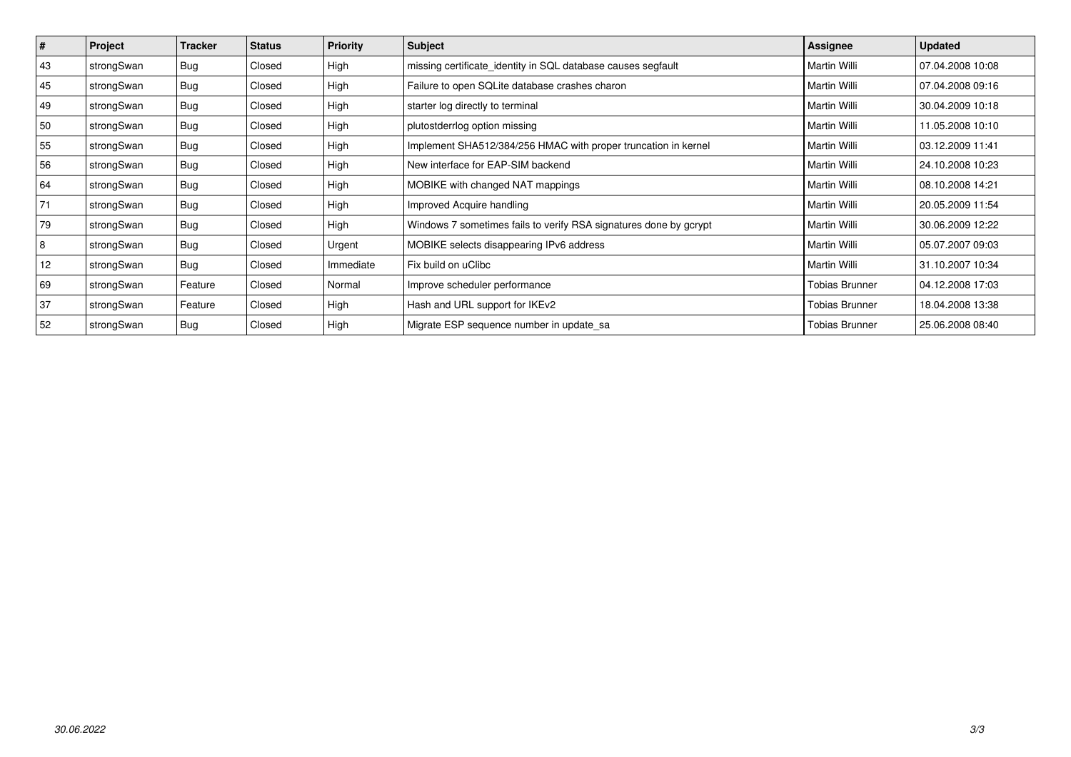| # | Project | Tracker | Status | Priority | Subject | Assignee | Updated |
|---|---|---|---|---|---|---|---|
| 43 | strongSwan | Bug | Closed | High | missing certificate_identity in SQL database causes segfault | Martin Willi | 07.04.2008 10:08 |
| 45 | strongSwan | Bug | Closed | High | Failure to open SQLite database crashes charon | Martin Willi | 07.04.2008 09:16 |
| 49 | strongSwan | Bug | Closed | High | starter log directly to terminal | Martin Willi | 30.04.2009 10:18 |
| 50 | strongSwan | Bug | Closed | High | plutostderrlog option missing | Martin Willi | 11.05.2008 10:10 |
| 55 | strongSwan | Bug | Closed | High | Implement SHA512/384/256 HMAC with proper truncation in kernel | Martin Willi | 03.12.2009 11:41 |
| 56 | strongSwan | Bug | Closed | High | New interface for EAP-SIM backend | Martin Willi | 24.10.2008 10:23 |
| 64 | strongSwan | Bug | Closed | High | MOBIKE with changed NAT mappings | Martin Willi | 08.10.2008 14:21 |
| 71 | strongSwan | Bug | Closed | High | Improved Acquire handling | Martin Willi | 20.05.2009 11:54 |
| 79 | strongSwan | Bug | Closed | High | Windows 7 sometimes fails to verify RSA signatures done by gcrypt | Martin Willi | 30.06.2009 12:22 |
| 8 | strongSwan | Bug | Closed | Urgent | MOBIKE selects disappearing IPv6 address | Martin Willi | 05.07.2007 09:03 |
| 12 | strongSwan | Bug | Closed | Immediate | Fix build on uClibc | Martin Willi | 31.10.2007 10:34 |
| 69 | strongSwan | Feature | Closed | Normal | Improve scheduler performance | Tobias Brunner | 04.12.2008 17:03 |
| 37 | strongSwan | Feature | Closed | High | Hash and URL support for IKEv2 | Tobias Brunner | 18.04.2008 13:38 |
| 52 | strongSwan | Bug | Closed | High | Migrate ESP sequence number in update_sa | Tobias Brunner | 25.06.2008 08:40 |